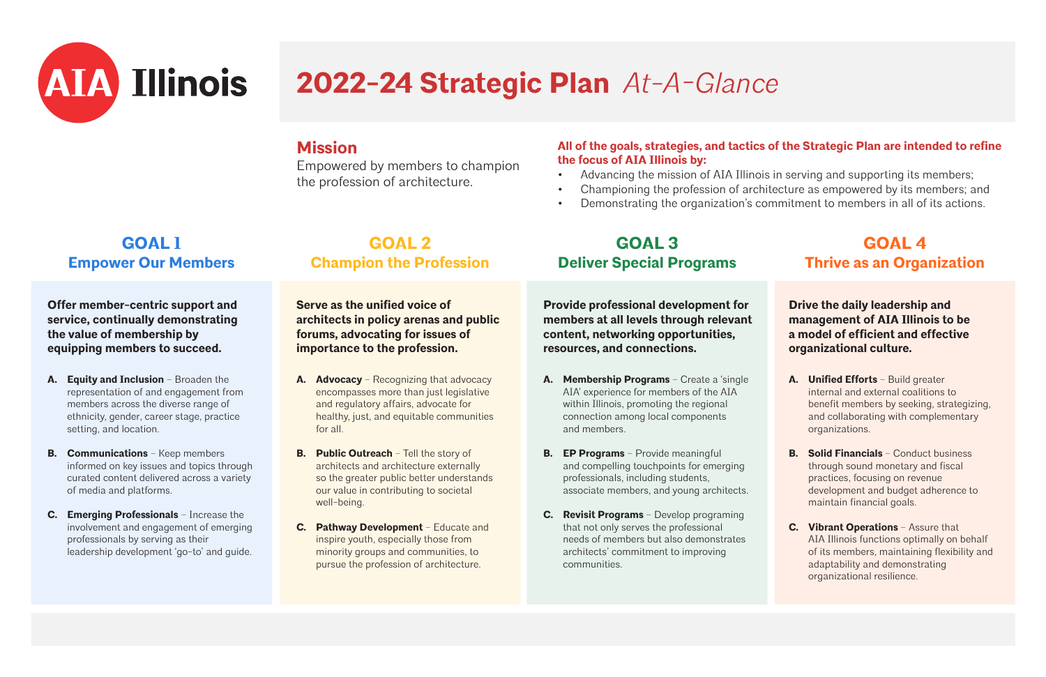AIA Illinois

# 2022-24 Strategic Plan *At-A-Glance*

## Mission

Empowered by members to champion the profession of architecture.

**All of the goals, strategies, and tactics of the Strategic Plan are intended to refine the focus of AIA Illinois by:**

- Advancing the mission of AIA Illinois in serving and supporting its members;
- Championing the profession of architecture as empowered by its members; and
- Demonstrating the organization's commitment to members in all of its actions.

## GOAL 1
### Empower Our Members

**Offer member-centric support and service, continually demonstrating the value of membership by equipping members to succeed.**

- **A. Equity and Inclusion** – Broaden the representation of and engagement from members across the diverse range of ethnicity, gender, career stage, practice setting, and location.
- **B. Communications** – Keep members informed on key issues and topics through curated content delivered across a variety of media and platforms.
- **C. Emerging Professionals** – Increase the involvement and engagement of emerging professionals by serving as their leadership development 'go-to' and guide.

## GOAL 2
### Champion the Profession

**Serve as the unified voice of architects in policy arenas and public forums, advocating for issues of importance to the profession.**

- **A. Advocacy** – Recognizing that advocacy encompasses more than just legislative and regulatory affairs, advocate for healthy, just, and equitable communities for all.
- **B. Public Outreach** – Tell the story of architects and architecture externally so the greater public better understands our value in contributing to societal well-being.
- **C. Pathway Development** – Educate and inspire youth, especially those from minority groups and communities, to pursue the profession of architecture.

## GOAL 3
### Deliver Special Programs

**Provide professional development for members at all levels through relevant content, networking opportunities, resources, and connections.**

- **A. Membership Programs** – Create a 'single AIA' experience for members of the AIA within Illinois, promoting the regional connection among local components and members.
- **B. EP Programs** – Provide meaningful and compelling touchpoints for emerging professionals, including students, associate members, and young architects.
- **C. Revisit Programs** – Develop programing that not only serves the professional needs of members but also demonstrates architects' commitment to improving communities.

## GOAL 4
### Thrive as an Organization

**Drive the daily leadership and management of AIA Illinois to be a model of efficient and effective organizational culture.**

- **A. Unified Efforts** – Build greater internal and external coalitions to benefit members by seeking, strategizing, and collaborating with complementary organizations.
- **B. Solid Financials** – Conduct business through sound monetary and fiscal practices, focusing on revenue development and budget adherence to maintain financial goals.
- **C. Vibrant Operations** – Assure that AIA Illinois functions optimally on behalf of its members, maintaining flexibility and adaptability and demonstrating organizational resilience.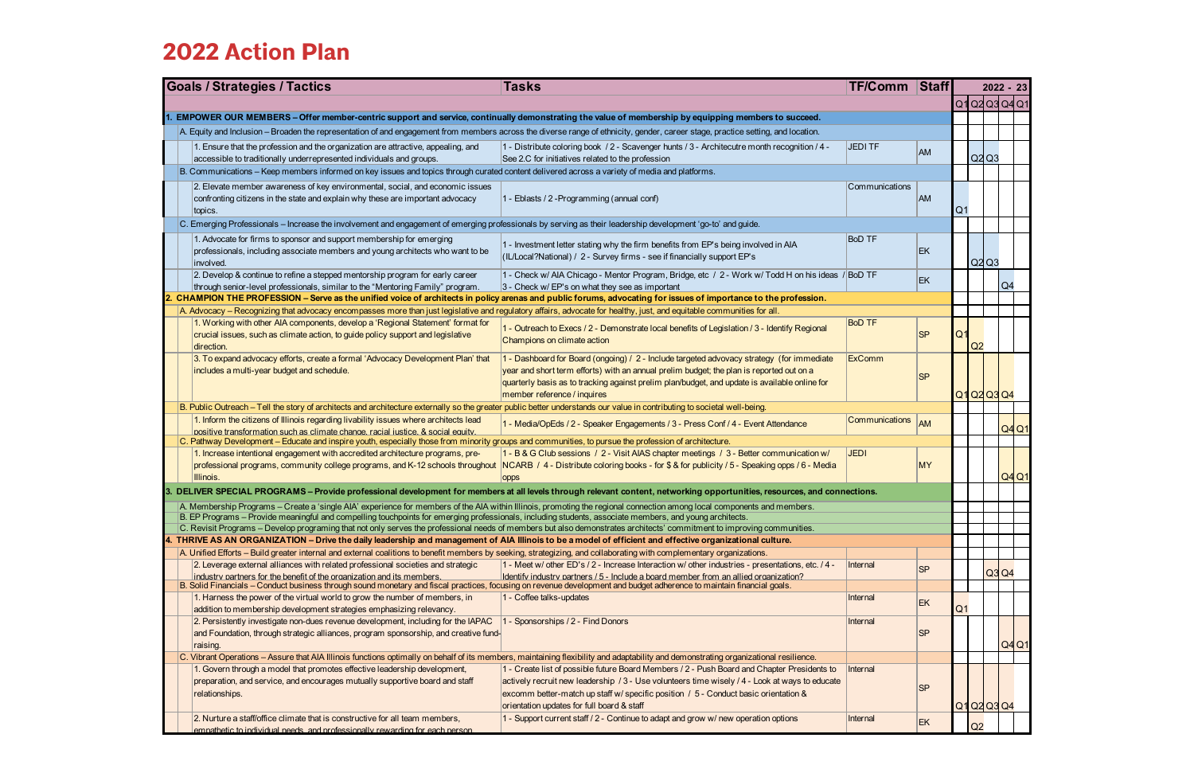# 2022 Action Plan

| Goals / Strategies / Tactics | Tasks | TF/Comm | Staff | 2022 - 23 Q1 | Q2 | Q3 | Q4 | Q1 |
|---|---|---|---|---|---|---|---|---|
| **1. EMPOWER OUR MEMBERS – Offer member-centric support and service, continually demonstrating the value of membership by equipping members to succeed.** | | | | | | | | |
| A. Equity and Inclusion – Broaden the representation of and engagement from members across the diverse range of ethnicity, gender, career stage, practice setting, and location. | | | | | | | | |
| 1. Ensure that the profession and the organization are attractive, appealing, and accessible to traditionally underrepresented individuals and groups. | 1 - Distribute coloring book / 2 - Scavenger hunts / 3 - Architecutre month recognition / 4 - See 2.C for initiatives related to the profession | JEDI TF | AM | | Q2 | Q3 | | |
| B. Communications – Keep members informed on key issues and topics through curated content delivered across a variety of media and platforms. | | | | | | | | |
| 2. Elevate member awareness of key environmental, social, and economic issues confronting citizens in the state and explain why these are important advocacy topics. | 1 - Eblasts / 2 -Programming (annual conf) | Communications | AM | Q1 | | | | |
| C. Emerging Professionals – Increase the involvement and engagement of emerging professionals by serving as their leadership development 'go-to' and guide. | | | | | | | | |
| 1. Advocate for firms to sponsor and support membership for emerging professionals, including associate members and young architects who want to be involved. | 1 - Investment letter stating why the firm benefits from EP's being involved in AIA (IL/Local?National) / 2 - Survey firms - see if financially support EP's | BoD TF | EK | | Q2 | Q3 | | |
| 2. Develop & continue to refine a stepped mentorship program for early career through senior-level professionals, similar to the "Mentoring Family" program. | 1 - Check w/ AIA Chicago - Mentor Program, Bridge, etc / 2 - Work w/ Todd H on his ideas / 3 - Check w/ EP's on what they see as important | BoD TF | EK | | | | Q4 | |
| **2. CHAMPION THE PROFESSION – Serve as the unified voice of architects in policy arenas and public forums, advocating for issues of importance to the profession.** | | | | | | | | |
| A. Advocacy – Recognizing that advocacy encompasses more than just legislative and regulatory affairs, advocate for healthy, just, and equitable communities for all. | | | | | | | | |
| 1. Working with other AIA components, develop a 'Regional Statement' format for crucial issues, such as climate action, to guide policy support and legislative direction. | 1 - Outreach to Execs / 2 - Demonstrate local benefits of Legislation / 3 - Identify Regional Champions on climate action | BoD TF | SP | Q1 | Q2 | | | |
| 3. To expand advocacy efforts, create a formal 'Advocacy Development Plan' that includes a multi-year budget and schedule. | 1 - Dashboard for Board (ongoing) / 2 - Include targeted advovacy strategy (for immediate year and short term efforts) with an annual prelim budget; the plan is reported out on a quarterly basis as to tracking against prelim plan/budget, and update is available online for member reference / inquires | ExComm | SP | Q1 | Q2 | Q3 | Q4 | |
| B. Public Outreach – Tell the story of architects and architecture externally so the greater public better understands our value in contributing to societal well-being. | | | | | | | | |
| 1. Inform the citizens of Illinois regarding livability issues where architects lead positive transformation such as climate change, racial justice, & social equity. | 1 - Media/OpEds / 2 - Speaker Engagements / 3 - Press Conf / 4 - Event Attendance | Communications | AM | | | | Q4 | Q1 |
| C. Pathway Development – Educate and inspire youth, especially those from minority groups and communities, to pursue the profession of architecture. | | | | | | | | |
| 1. Increase intentional engagement with accredited architecture programs, pre-professional programs, community college programs, and K-12 schools throughout Illinois. | 1 - B & G Club sessions / 2 - Visit AIAS chapter meetings / 3 - Better communication w/ NCARB / 4 - Distribute coloring books - for $ & for publicity / 5 - Speaking opps / 6 - Media opps | JEDI | MY | | | | Q4 | Q1 |
| **3. DELIVER SPECIAL PROGRAMS – Provide professional development for members at all levels through relevant content, networking opportunities, resources, and connections.** | | | | | | | | |
| A. Membership Programs – Create a 'single AIA' experience for members of the AIA within Illinois, promoting the regional connection among local components and members. | | | | | | | | |
| B. EP Programs – Provide meaningful and compelling touchpoints for emerging professionals, including students, associate members, and young architects. | | | | | | | | |
| C. Revisit Programs – Develop programing that not only serves the professional needs of members but also demonstrates architects' commitment to improving communities. | | | | | | | | |
| **4. THRIVE AS AN ORGANIZATION – Drive the daily leadership and management of AIA Illinois to be a model of efficient and effective organizational culture.** | | | | | | | | |
| A. Unified Efforts – Build greater internal and external coalitions to benefit members by seeking, strategizing, and collaborating with complementary organizations. | | | | | | | | |
| 2. Leverage external alliances with related professional societies and strategic industry partners for the benefit of the organization and its members. | 1 - Meet w/ other ED's / 2 - Increase Interaction w/ other industries - presentations, etc. / 4 - Identify industry partners / 5 - Include a board member from an allied organization? | Internal | SP | | | Q3 | Q4 | |
| B. Solid Financials – Conduct business through sound monetary and fiscal practices, focusing on revenue development and budget adherence to maintain financial goals. | | | | | | | | |
| 1. Harness the power of the virtual world to grow the number of members, in addition to membership development strategies emphasizing relevancy. | 1 - Coffee talks-updates | Internal | EK | Q1 | | | | |
| 2. Persistently investigate non-dues revenue development, including for the IAPAC and Foundation, through strategic alliances, program sponsorship, and creative fund-raising. | 1 - Sponsorships / 2 - Find Donors | Internal | SP | | | | Q4 | Q1 |
| C. Vibrant Operations – Assure that AIA Illinois functions optimally on behalf of its members, maintaining flexibility and adaptability and demonstrating organizational resilience. | | | | | | | | |
| 1. Govern through a model that promotes effective leadership development, preparation, and service, and encourages mutually supportive board and staff relationships. | 1 - Create list of possible future Board Members / 2 - Push Board and Chapter Presidents to actively recruit new leadership / 3 - Use volunteers time wisely / 4 - Look at ways to educate excomm better-match up staff w/ specific position / 5 - Conduct basic orientation & orientation updates for full board & staff | Internal | SP | Q1 | Q2 | Q3 | Q4 | |
| 2. Nurture a staff/office climate that is constructive for all team members, empathetic to individual needs, and professionally rewarding for each person. | 1 - Support current staff / 2 - Continue to adapt and grow w/ new operation options | Internal | EK | | Q2 | | | |